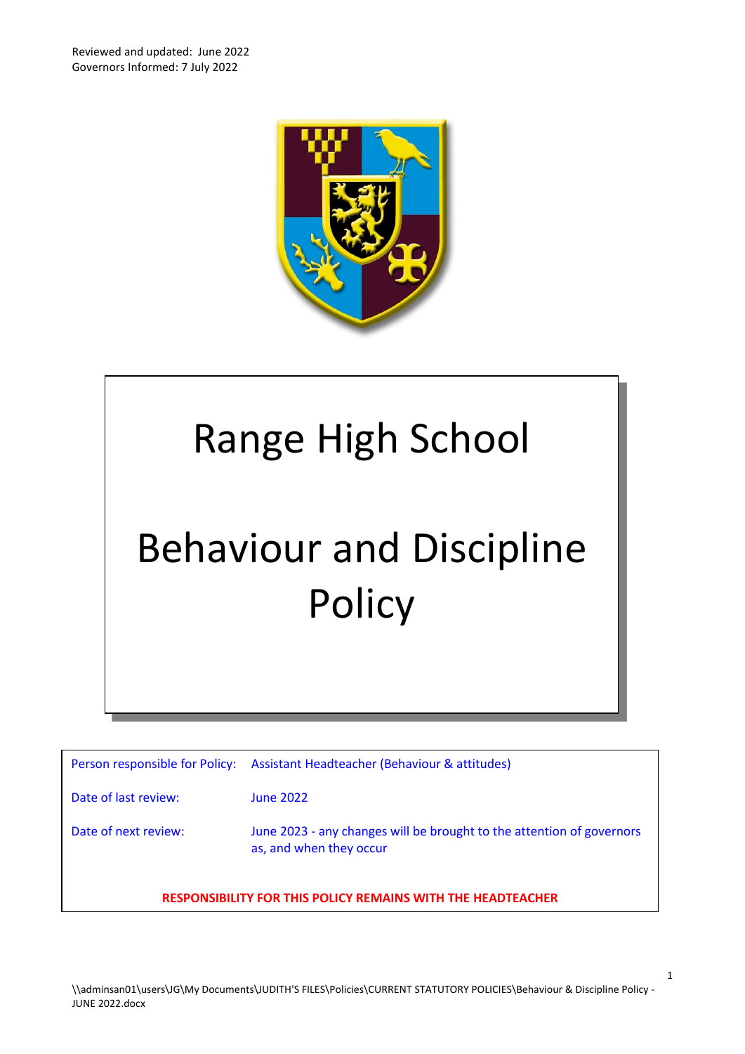Reviewed and updated: June 2022
Governors Informed: 7 July 2022

# Range High School

# Behaviour and Discipline Policy

| | |
|---|---|
| Person responsible for Policy: | Assistant Headteacher (Behaviour & attitudes) |
| Date of last review: | June 2022 |
| Date of next review: | June 2023 - any changes will be brought to the attention of governors as, and when they occur |

**RESPONSIBILITY FOR THIS POLICY REMAINS WITH THE HEADTEACHER**

\\adminsan01\users\JG\My Documents\JUDITH'S FILES\Policies\CURRENT STATUTORY POLICIES\Behaviour & Discipline Policy - JUNE 2022.docx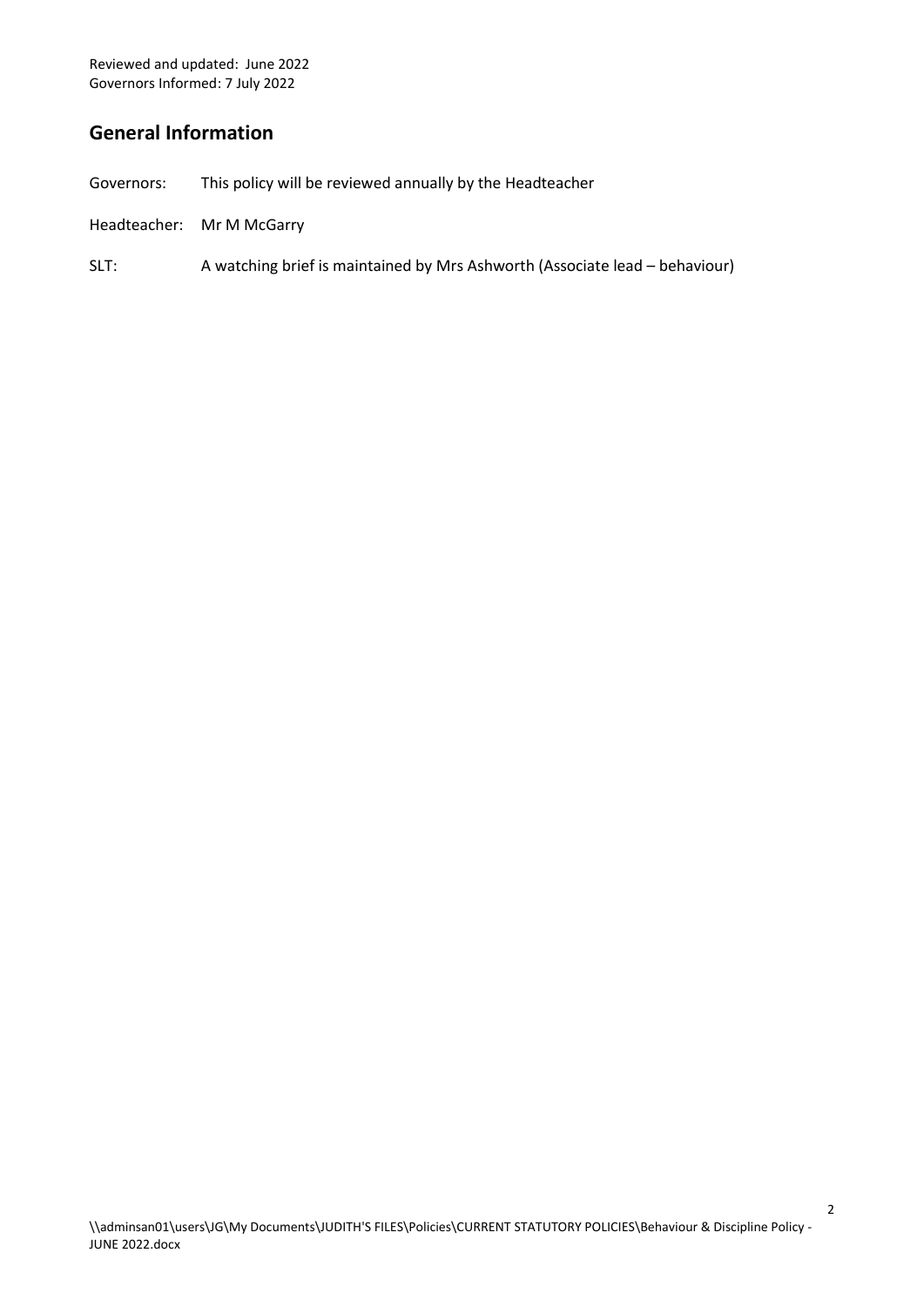Reviewed and updated: June 2022
Governors Informed: 7 July 2022

## General Information

Governors: This policy will be reviewed annually by the Headteacher

Headteacher: Mr M McGarry

SLT: A watching brief is maintained by Mrs Ashworth (Associate lead – behaviour)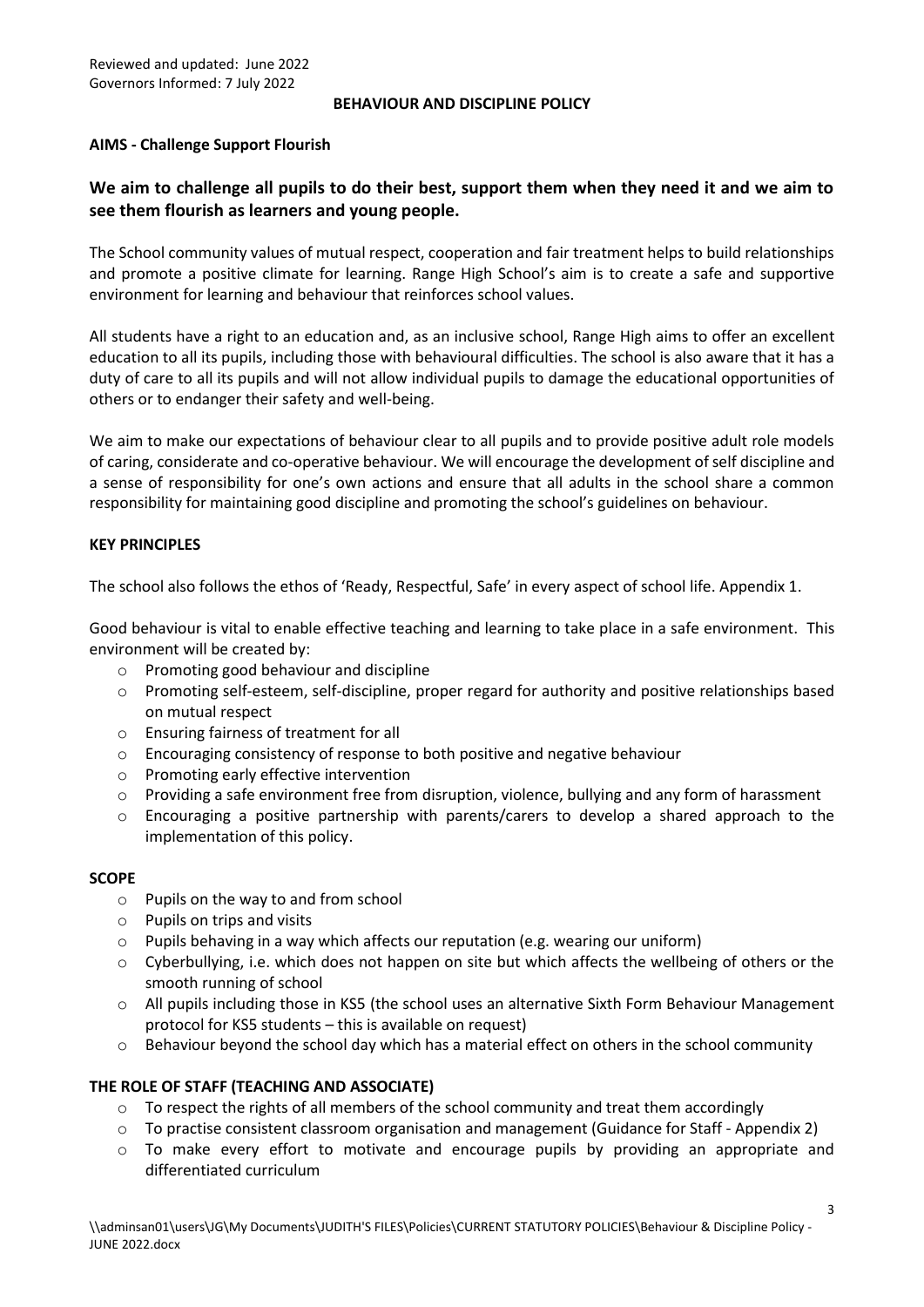Reviewed and updated: June 2022
Governors Informed: 7 July 2022

# BEHAVIOUR AND DISCIPLINE POLICY

## AIMS - Challenge Support Flourish

**We aim to challenge all pupils to do their best, support them when they need it and we aim to see them flourish as learners and young people.**

The School community values of mutual respect, cooperation and fair treatment helps to build relationships and promote a positive climate for learning. Range High School's aim is to create a safe and supportive environment for learning and behaviour that reinforces school values.

All students have a right to an education and, as an inclusive school, Range High aims to offer an excellent education to all its pupils, including those with behavioural difficulties. The school is also aware that it has a duty of care to all its pupils and will not allow individual pupils to damage the educational opportunities of others or to endanger their safety and well-being.

We aim to make our expectations of behaviour clear to all pupils and to provide positive adult role models of caring, considerate and co-operative behaviour. We will encourage the development of self discipline and a sense of responsibility for one's own actions and ensure that all adults in the school share a common responsibility for maintaining good discipline and promoting the school's guidelines on behaviour.

## KEY PRINCIPLES

The school also follows the ethos of 'Ready, Respectful, Safe' in every aspect of school life. Appendix 1.

Good behaviour is vital to enable effective teaching and learning to take place in a safe environment. This environment will be created by:

- Promoting good behaviour and discipline
- Promoting self-esteem, self-discipline, proper regard for authority and positive relationships based on mutual respect
- Ensuring fairness of treatment for all
- Encouraging consistency of response to both positive and negative behaviour
- Promoting early effective intervention
- Providing a safe environment free from disruption, violence, bullying and any form of harassment
- Encouraging a positive partnership with parents/carers to develop a shared approach to the implementation of this policy.

## SCOPE

- Pupils on the way to and from school
- Pupils on trips and visits
- Pupils behaving in a way which affects our reputation (e.g. wearing our uniform)
- Cyberbullying, i.e. which does not happen on site but which affects the wellbeing of others or the smooth running of school
- All pupils including those in KS5 (the school uses an alternative Sixth Form Behaviour Management protocol for KS5 students – this is available on request)
- Behaviour beyond the school day which has a material effect on others in the school community

## THE ROLE OF STAFF (TEACHING AND ASSOCIATE)

- To respect the rights of all members of the school community and treat them accordingly
- To practise consistent classroom organisation and management (Guidance for Staff - Appendix 2)
- To make every effort to motivate and encourage pupils by providing an appropriate and differentiated curriculum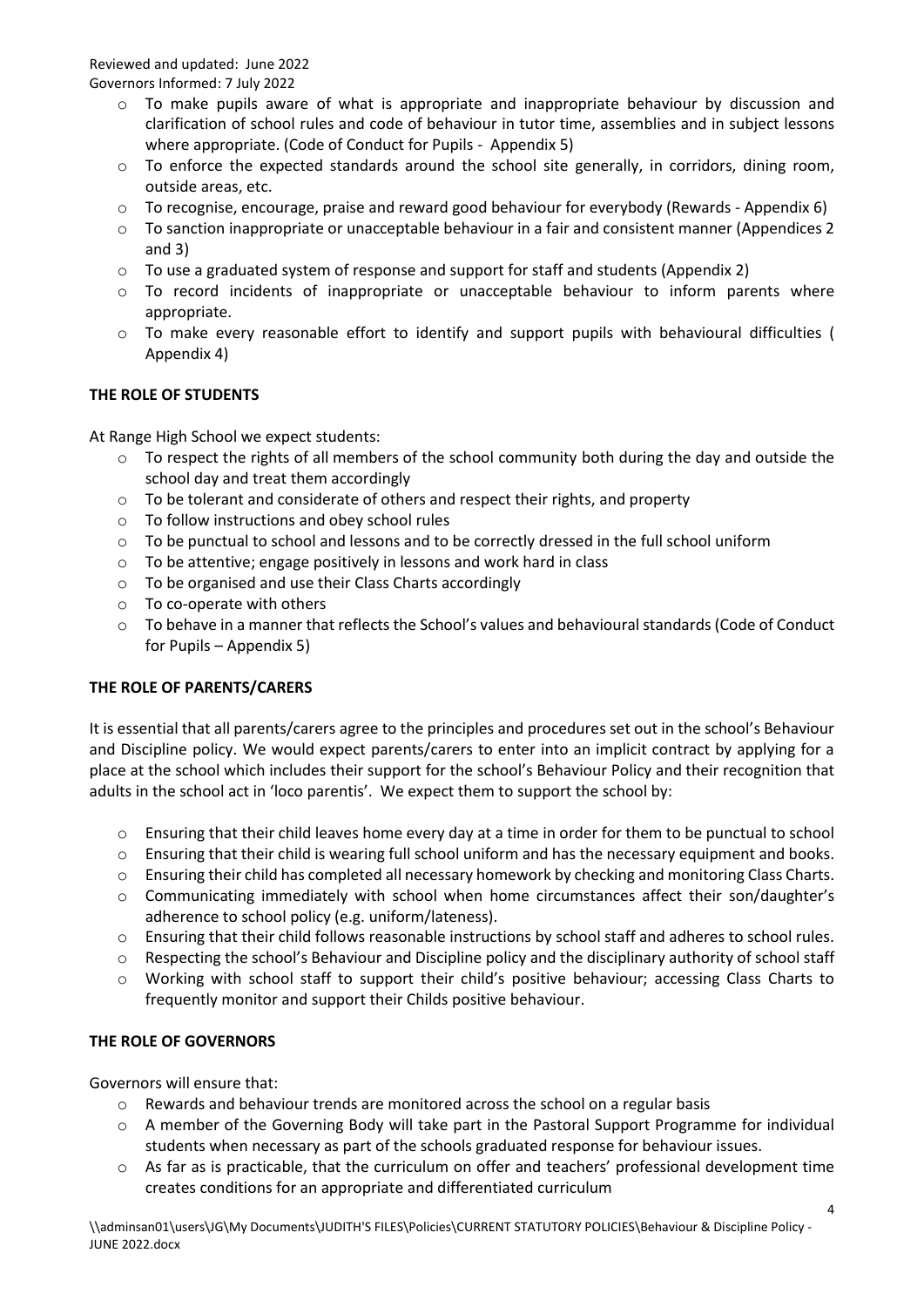- To make pupils aware of what is appropriate and inappropriate behaviour by discussion and clarification of school rules and code of behaviour in tutor time, assemblies and in subject lessons where appropriate. (Code of Conduct for Pupils - Appendix 5)
- To enforce the expected standards around the school site generally, in corridors, dining room, outside areas, etc.
- To recognise, encourage, praise and reward good behaviour for everybody (Rewards - Appendix 6)
- To sanction inappropriate or unacceptable behaviour in a fair and consistent manner (Appendices 2 and 3)
- To use a graduated system of response and support for staff and students (Appendix 2)
- To record incidents of inappropriate or unacceptable behaviour to inform parents where appropriate.
- To make every reasonable effort to identify and support pupils with behavioural difficulties ( Appendix 4)

**THE ROLE OF STUDENTS**

At Range High School we expect students:

- To respect the rights of all members of the school community both during the day and outside the school day and treat them accordingly
- To be tolerant and considerate of others and respect their rights, and property
- To follow instructions and obey school rules
- To be punctual to school and lessons and to be correctly dressed in the full school uniform
- To be attentive; engage positively in lessons and work hard in class
- To be organised and use their Class Charts accordingly
- To co-operate with others
- To behave in a manner that reflects the School's values and behavioural standards (Code of Conduct for Pupils – Appendix 5)

**THE ROLE OF PARENTS/CARERS**

It is essential that all parents/carers agree to the principles and procedures set out in the school's Behaviour and Discipline policy. We would expect parents/carers to enter into an implicit contract by applying for a place at the school which includes their support for the school's Behaviour Policy and their recognition that adults in the school act in 'loco parentis'. We expect them to support the school by:

- Ensuring that their child leaves home every day at a time in order for them to be punctual to school
- Ensuring that their child is wearing full school uniform and has the necessary equipment and books.
- Ensuring their child has completed all necessary homework by checking and monitoring Class Charts.
- Communicating immediately with school when home circumstances affect their son/daughter's adherence to school policy (e.g. uniform/lateness).
- Ensuring that their child follows reasonable instructions by school staff and adheres to school rules.
- Respecting the school's Behaviour and Discipline policy and the disciplinary authority of school staff
- Working with school staff to support their child's positive behaviour; accessing Class Charts to frequently monitor and support their Childs positive behaviour.

**THE ROLE OF GOVERNORS**

Governors will ensure that:

- Rewards and behaviour trends are monitored across the school on a regular basis
- A member of the Governing Body will take part in the Pastoral Support Programme for individual students when necessary as part of the schools graduated response for behaviour issues.
- As far as is practicable, that the curriculum on offer and teachers' professional development time creates conditions for an appropriate and differentiated curriculum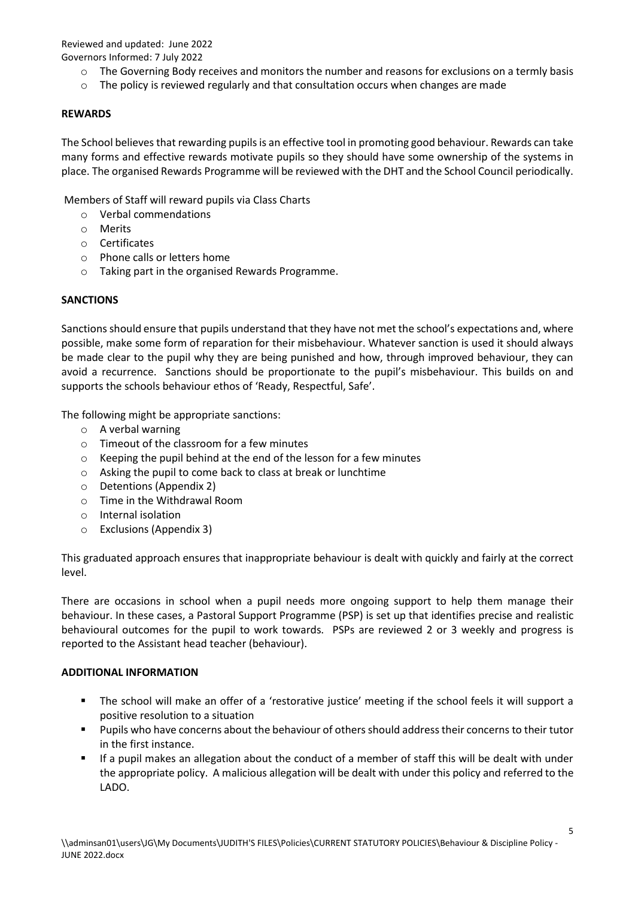- The Governing Body receives and monitors the number and reasons for exclusions on a termly basis
- The policy is reviewed regularly and that consultation occurs when changes are made

**REWARDS**

The School believes that rewarding pupils is an effective tool in promoting good behaviour. Rewards can take many forms and effective rewards motivate pupils so they should have some ownership of the systems in place. The organised Rewards Programme will be reviewed with the DHT and the School Council periodically.

Members of Staff will reward pupils via Class Charts

- Verbal commendations
- Merits
- Certificates
- Phone calls or letters home
- Taking part in the organised Rewards Programme.

**SANCTIONS**

Sanctions should ensure that pupils understand that they have not met the school's expectations and, where possible, make some form of reparation for their misbehaviour. Whatever sanction is used it should always be made clear to the pupil why they are being punished and how, through improved behaviour, they can avoid a recurrence. Sanctions should be proportionate to the pupil's misbehaviour. This builds on and supports the schools behaviour ethos of 'Ready, Respectful, Safe'.

The following might be appropriate sanctions:

- A verbal warning
- Timeout of the classroom for a few minutes
- Keeping the pupil behind at the end of the lesson for a few minutes
- Asking the pupil to come back to class at break or lunchtime
- Detentions (Appendix 2)
- Time in the Withdrawal Room
- Internal isolation
- Exclusions (Appendix 3)

This graduated approach ensures that inappropriate behaviour is dealt with quickly and fairly at the correct level.

There are occasions in school when a pupil needs more ongoing support to help them manage their behaviour. In these cases, a Pastoral Support Programme (PSP) is set up that identifies precise and realistic behavioural outcomes for the pupil to work towards. PSPs are reviewed 2 or 3 weekly and progress is reported to the Assistant head teacher (behaviour).

**ADDITIONAL INFORMATION**

- The school will make an offer of a 'restorative justice' meeting if the school feels it will support a positive resolution to a situation
- Pupils who have concerns about the behaviour of others should address their concerns to their tutor in the first instance.
- If a pupil makes an allegation about the conduct of a member of staff this will be dealt with under the appropriate policy. A malicious allegation will be dealt with under this policy and referred to the LADO.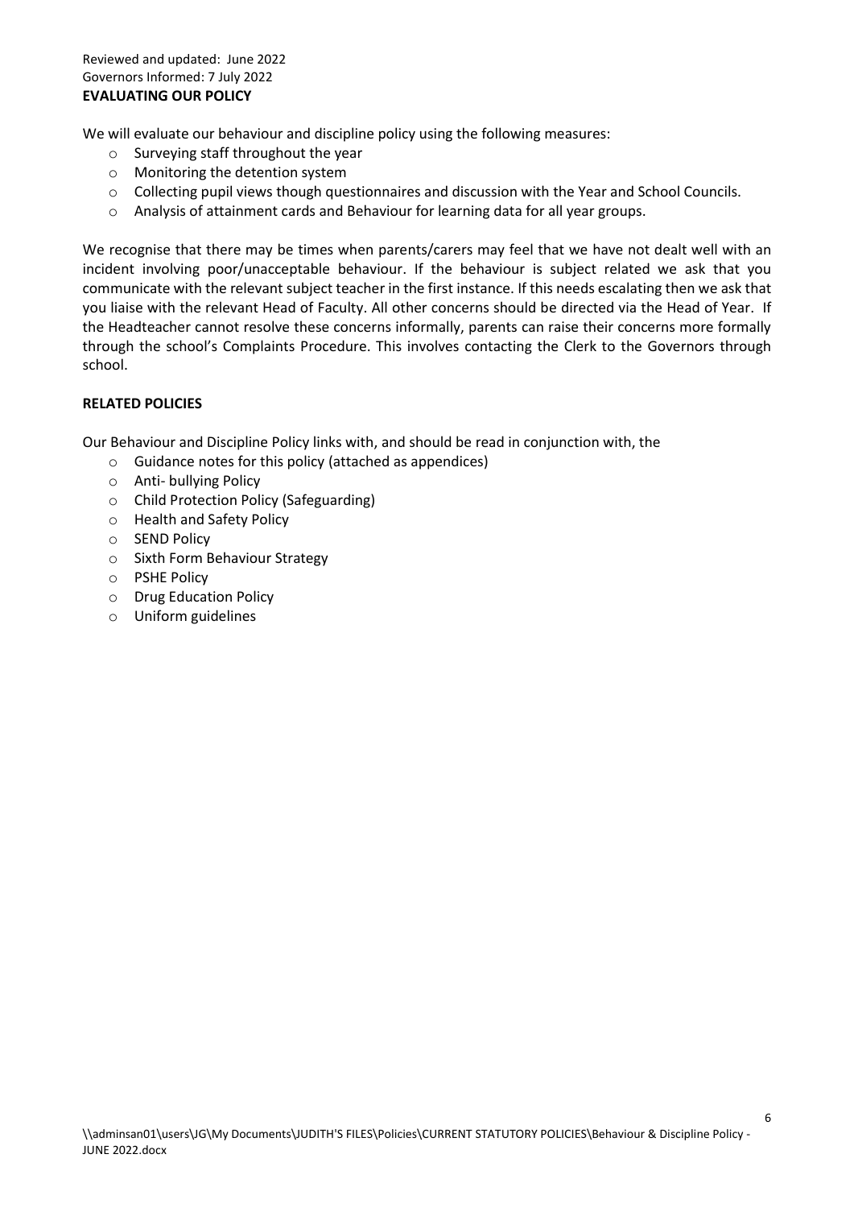Reviewed and updated: June 2022
Governors Informed: 7 July 2022

**EVALUATING OUR POLICY**

We will evaluate our behaviour and discipline policy using the following measures:

- Surveying staff throughout the year
- Monitoring the detention system
- Collecting pupil views though questionnaires and discussion with the Year and School Councils.
- Analysis of attainment cards and Behaviour for learning data for all year groups.

We recognise that there may be times when parents/carers may feel that we have not dealt well with an incident involving poor/unacceptable behaviour. If the behaviour is subject related we ask that you communicate with the relevant subject teacher in the first instance. If this needs escalating then we ask that you liaise with the relevant Head of Faculty. All other concerns should be directed via the Head of Year. If the Headteacher cannot resolve these concerns informally, parents can raise their concerns more formally through the school's Complaints Procedure. This involves contacting the Clerk to the Governors through school.

**RELATED POLICIES**

Our Behaviour and Discipline Policy links with, and should be read in conjunction with, the

- Guidance notes for this policy (attached as appendices)
- Anti- bullying Policy
- Child Protection Policy (Safeguarding)
- Health and Safety Policy
- SEND Policy
- Sixth Form Behaviour Strategy
- PSHE Policy
- Drug Education Policy
- Uniform guidelines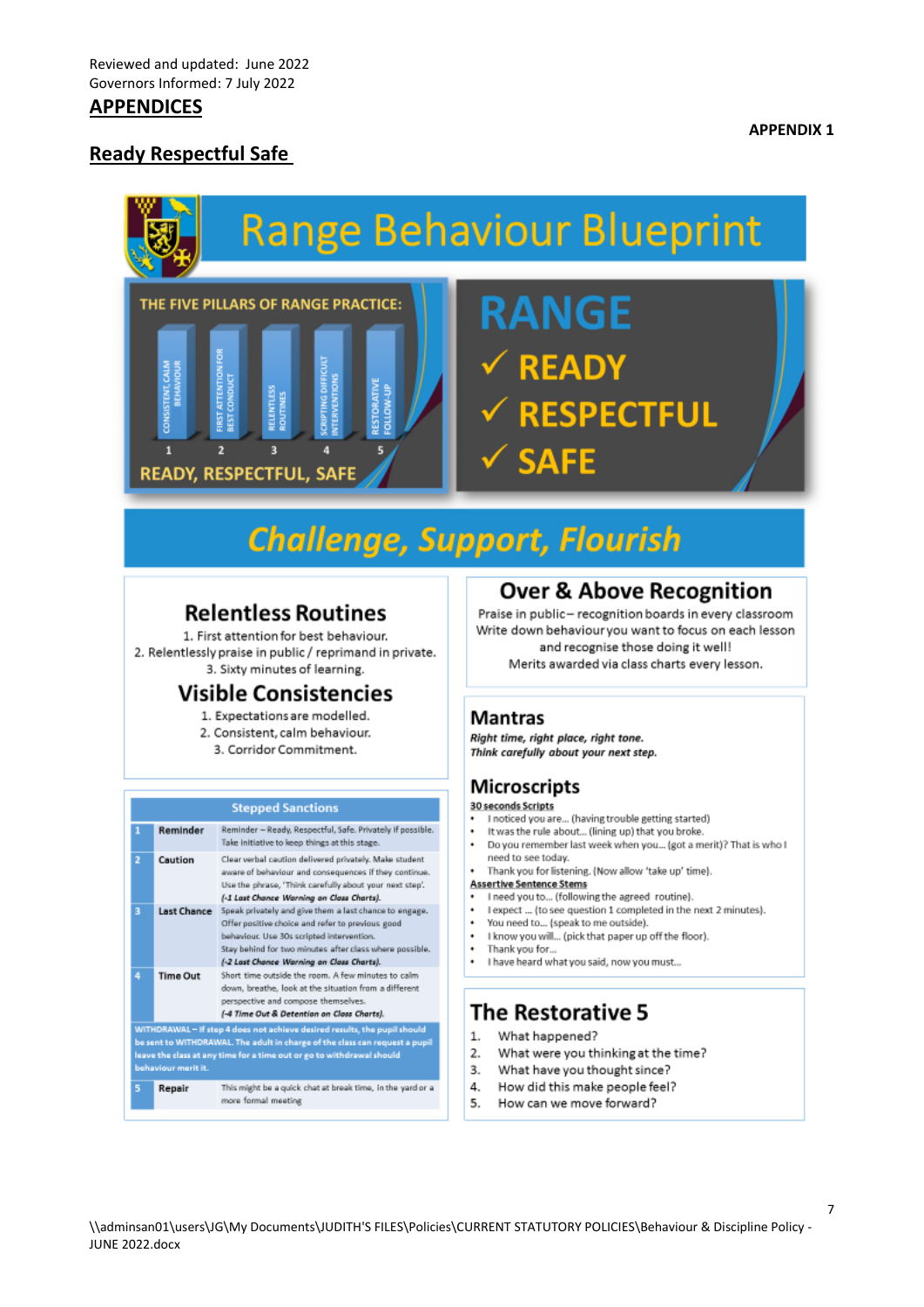Reviewed and updated: June 2022
Governors Informed: 7 July 2022

## APPENDICES

**APPENDIX 1**

## Ready Respectful Safe

# Range Behaviour Blueprint

**THE FIVE PILLARS OF RANGE PRACTICE:**

1. CONSISTENT, CALM BEHAVIOUR
2. FIRST ATTENTION FOR BEST CONDUCT
3. RELENTLESS ROUTINES
4. SCRIPTING DIFFICULT INTERVENTIONS
5. RESTORATIVE FOLLOW-UP

READY, RESPECTFUL, SAFE

**RANGE**

- ✓ READY
- ✓ RESPECTFUL
- ✓ SAFE

***Challenge, Support, Flourish***

### Relentless Routines

1. First attention for best behaviour.
2. Relentlessly praise in public / reprimand in private.
3. Sixty minutes of learning.

### Visible Consistencies

1. Expectations are modelled.
2. Consistent, calm behaviour.
3. Corridor Commitment.

### Stepped Sanctions

| | | |
|---|---|---|
| 1 | **Reminder** | Reminder – Ready, Respectful, Safe. Privately if possible. Take initiative to keep things at this stage. |
| 2 | **Caution** | Clear verbal caution delivered privately. Make student aware of behaviour and consequences if they continue. Use the phrase, 'Think carefully about your next step'. *(-1 Last Chance Warning on Class Charts).* |
| 3 | **Last Chance** | Speak privately and give them a last chance to engage. Offer positive choice and refer to previous good behaviour. Use 30s scripted intervention. Stay behind for two minutes after class where possible. *(-2 Last Chance Warning on Class Charts).* |
| 4 | **Time Out** | Short time outside the room. A few minutes to calm down, breathe, look at the situation from a different perspective and compose themselves. *(-4 Time Out & Detention on Class Charts).* |
| | | WITHDRAWAL – If step 4 does not achieve desired results, the pupil should be sent to WITHDRAWAL. The adult in charge of the class can request a pupil leave the class at any time for a time out or go to withdrawal should behaviour merit it. |
| 5 | **Repair** | This might be a quick chat at break time, in the yard or a more formal meeting |

### Over & Above Recognition

Praise in public – recognition boards in every classroom
Write down behaviour you want to focus on each lesson and recognise those doing it well!
Merits awarded via class charts every lesson.

### Mantras

***Right time, right place, right tone.***
***Think carefully about your next step.***

### Microscripts

**30 seconds Scripts**

- I noticed you are... (having trouble getting started)
- It was the rule about... (lining up) that you broke.
- Do you remember last week when you... (got a merit)? That is who I need to see today.
- Thank you for listening. (Now allow 'take up' time).

**Assertive Sentence Stems**

- I need you to... (following the agreed routine).
- I expect ... (to see question 1 completed in the next 2 minutes).
- You need to... (speak to me outside).
- I know you will... (pick that paper up off the floor).
- Thank you for...
- I have heard what you said, now you must...

### The Restorative 5

1. What happened?
2. What were you thinking at the time?
3. What have you thought since?
4. How did this make people feel?
5. How can we move forward?

\\adminsan01\users\JG\My Documents\JUDITH'S FILES\Policies\CURRENT STATUTORY POLICIES\Behaviour & Discipline Policy - JUNE 2022.docx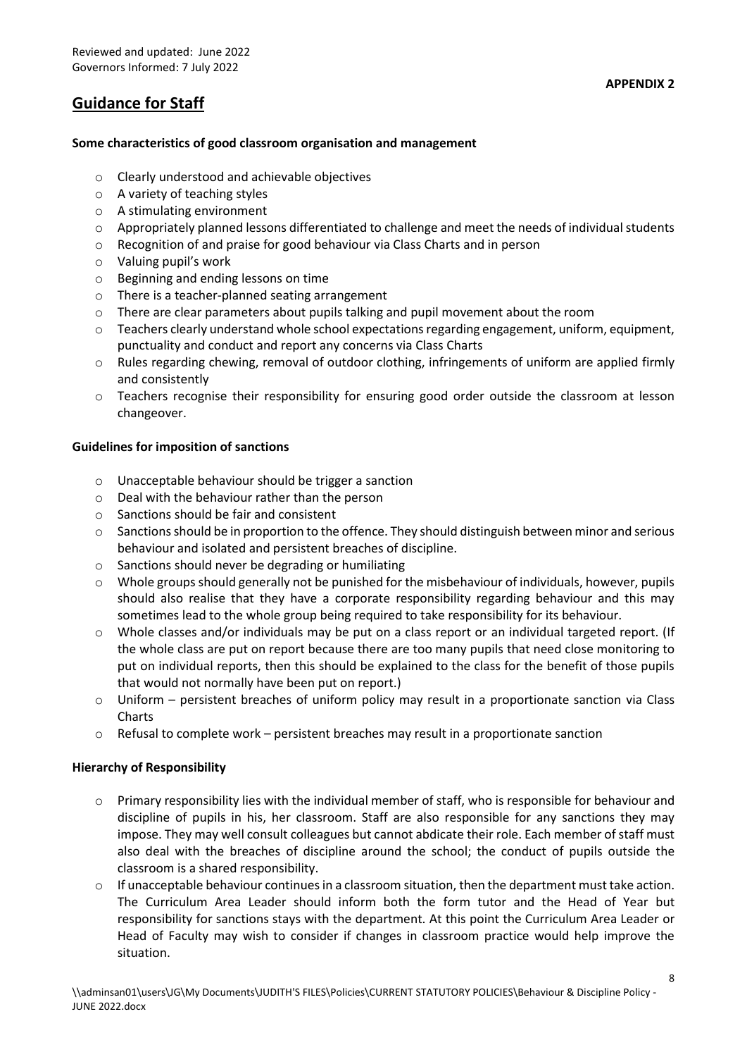Reviewed and updated: June 2022
Governors Informed: 7 July 2022

**APPENDIX 2**

## Guidance for Staff

**Some characteristics of good classroom organisation and management**

- Clearly understood and achievable objectives
- A variety of teaching styles
- A stimulating environment
- Appropriately planned lessons differentiated to challenge and meet the needs of individual students
- Recognition of and praise for good behaviour via Class Charts and in person
- Valuing pupil's work
- Beginning and ending lessons on time
- There is a teacher-planned seating arrangement
- There are clear parameters about pupils talking and pupil movement about the room
- Teachers clearly understand whole school expectations regarding engagement, uniform, equipment, punctuality and conduct and report any concerns via Class Charts
- Rules regarding chewing, removal of outdoor clothing, infringements of uniform are applied firmly and consistently
- Teachers recognise their responsibility for ensuring good order outside the classroom at lesson changeover.

**Guidelines for imposition of sanctions**

- Unacceptable behaviour should be trigger a sanction
- Deal with the behaviour rather than the person
- Sanctions should be fair and consistent
- Sanctions should be in proportion to the offence. They should distinguish between minor and serious behaviour and isolated and persistent breaches of discipline.
- Sanctions should never be degrading or humiliating
- Whole groups should generally not be punished for the misbehaviour of individuals, however, pupils should also realise that they have a corporate responsibility regarding behaviour and this may sometimes lead to the whole group being required to take responsibility for its behaviour.
- Whole classes and/or individuals may be put on a class report or an individual targeted report. (If the whole class are put on report because there are too many pupils that need close monitoring to put on individual reports, then this should be explained to the class for the benefit of those pupils that would not normally have been put on report.)
- Uniform – persistent breaches of uniform policy may result in a proportionate sanction via Class Charts
- Refusal to complete work – persistent breaches may result in a proportionate sanction

**Hierarchy of Responsibility**

- Primary responsibility lies with the individual member of staff, who is responsible for behaviour and discipline of pupils in his, her classroom. Staff are also responsible for any sanctions they may impose. They may well consult colleagues but cannot abdicate their role. Each member of staff must also deal with the breaches of discipline around the school; the conduct of pupils outside the classroom is a shared responsibility.
- If unacceptable behaviour continues in a classroom situation, then the department must take action. The Curriculum Area Leader should inform both the form tutor and the Head of Year but responsibility for sanctions stays with the department. At this point the Curriculum Area Leader or Head of Faculty may wish to consider if changes in classroom practice would help improve the situation.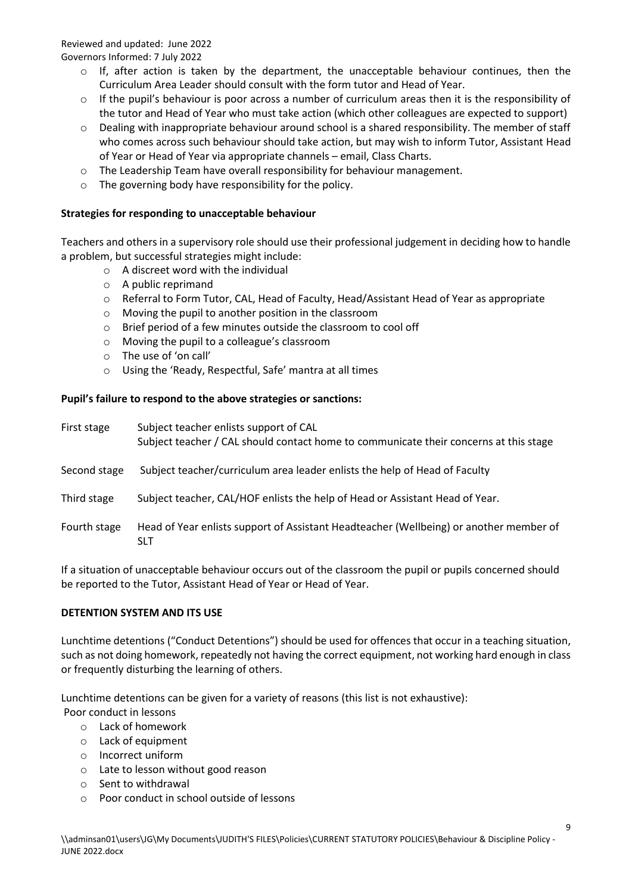- If, after action is taken by the department, the unacceptable behaviour continues, then the Curriculum Area Leader should consult with the form tutor and Head of Year.
- If the pupil's behaviour is poor across a number of curriculum areas then it is the responsibility of the tutor and Head of Year who must take action (which other colleagues are expected to support)
- Dealing with inappropriate behaviour around school is a shared responsibility. The member of staff who comes across such behaviour should take action, but may wish to inform Tutor, Assistant Head of Year or Head of Year via appropriate channels – email, Class Charts.
- The Leadership Team have overall responsibility for behaviour management.
- The governing body have responsibility for the policy.

**Strategies for responding to unacceptable behaviour**

Teachers and others in a supervisory role should use their professional judgement in deciding how to handle a problem, but successful strategies might include:

- A discreet word with the individual
- A public reprimand
- Referral to Form Tutor, CAL, Head of Faculty, Head/Assistant Head of Year as appropriate
- Moving the pupil to another position in the classroom
- Brief period of a few minutes outside the classroom to cool off
- Moving the pupil to a colleague's classroom
- The use of 'on call'
- Using the 'Ready, Respectful, Safe' mantra at all times

**Pupil's failure to respond to the above strategies or sanctions:**

| | |
|---|---|
| First stage | Subject teacher enlists support of CAL<br>Subject teacher / CAL should contact home to communicate their concerns at this stage |
| Second stage | Subject teacher/curriculum area leader enlists the help of Head of Faculty |
| Third stage | Subject teacher, CAL/HOF enlists the help of Head or Assistant Head of Year. |
| Fourth stage | Head of Year enlists support of Assistant Headteacher (Wellbeing) or another member of SLT |

If a situation of unacceptable behaviour occurs out of the classroom the pupil or pupils concerned should be reported to the Tutor, Assistant Head of Year or Head of Year.

**DETENTION SYSTEM AND ITS USE**

Lunchtime detentions ("Conduct Detentions") should be used for offences that occur in a teaching situation, such as not doing homework, repeatedly not having the correct equipment, not working hard enough in class or frequently disturbing the learning of others.

Lunchtime detentions can be given for a variety of reasons (this list is not exhaustive):

Poor conduct in lessons

- Lack of homework
- Lack of equipment
- Incorrect uniform
- Late to lesson without good reason
- Sent to withdrawal
- Poor conduct in school outside of lessons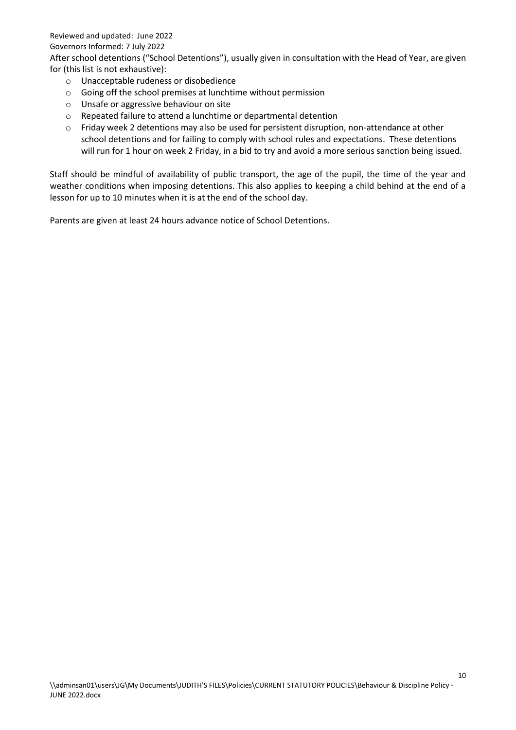After school detentions ("School Detentions"), usually given in consultation with the Head of Year, are given for (this list is not exhaustive):

- Unacceptable rudeness or disobedience
- Going off the school premises at lunchtime without permission
- Unsafe or aggressive behaviour on site
- Repeated failure to attend a lunchtime or departmental detention
- Friday week 2 detentions may also be used for persistent disruption, non-attendance at other school detentions and for failing to comply with school rules and expectations. These detentions will run for 1 hour on week 2 Friday, in a bid to try and avoid a more serious sanction being issued.

Staff should be mindful of availability of public transport, the age of the pupil, the time of the year and weather conditions when imposing detentions. This also applies to keeping a child behind at the end of a lesson for up to 10 minutes when it is at the end of the school day.

Parents are given at least 24 hours advance notice of School Detentions.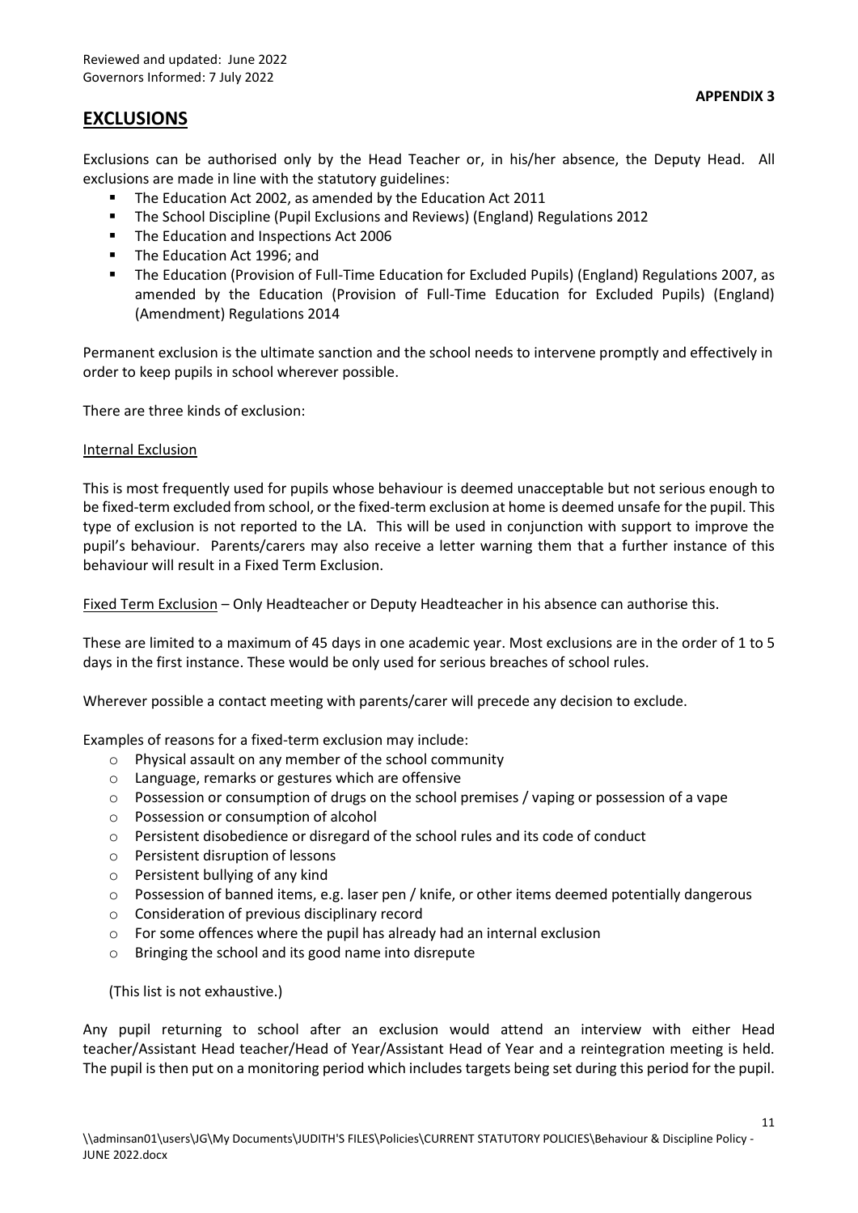Reviewed and updated: June 2022
Governors Informed: 7 July 2022

**APPENDIX 3**

# EXCLUSIONS

Exclusions can be authorised only by the Head Teacher or, in his/her absence, the Deputy Head. All exclusions are made in line with the statutory guidelines:

- The Education Act 2002, as amended by the Education Act 2011
- The School Discipline (Pupil Exclusions and Reviews) (England) Regulations 2012
- The Education and Inspections Act 2006
- The Education Act 1996; and
- The Education (Provision of Full-Time Education for Excluded Pupils) (England) Regulations 2007, as amended by the Education (Provision of Full-Time Education for Excluded Pupils) (England) (Amendment) Regulations 2014

Permanent exclusion is the ultimate sanction and the school needs to intervene promptly and effectively in order to keep pupils in school wherever possible.

There are three kinds of exclusion:

<u>Internal Exclusion</u>

This is most frequently used for pupils whose behaviour is deemed unacceptable but not serious enough to be fixed-term excluded from school, or the fixed-term exclusion at home is deemed unsafe for the pupil. This type of exclusion is not reported to the LA. This will be used in conjunction with support to improve the pupil's behaviour. Parents/carers may also receive a letter warning them that a further instance of this behaviour will result in a Fixed Term Exclusion.

<u>Fixed Term Exclusion</u> – Only Headteacher or Deputy Headteacher in his absence can authorise this.

These are limited to a maximum of 45 days in one academic year. Most exclusions are in the order of 1 to 5 days in the first instance. These would be only used for serious breaches of school rules.

Wherever possible a contact meeting with parents/carer will precede any decision to exclude.

Examples of reasons for a fixed-term exclusion may include:

- Physical assault on any member of the school community
- Language, remarks or gestures which are offensive
- Possession or consumption of drugs on the school premises / vaping or possession of a vape
- Possession or consumption of alcohol
- Persistent disobedience or disregard of the school rules and its code of conduct
- Persistent disruption of lessons
- Persistent bullying of any kind
- Possession of banned items, e.g. laser pen / knife, or other items deemed potentially dangerous
- Consideration of previous disciplinary record
- For some offences where the pupil has already had an internal exclusion
- Bringing the school and its good name into disrepute

(This list is not exhaustive.)

Any pupil returning to school after an exclusion would attend an interview with either Head teacher/Assistant Head teacher/Head of Year/Assistant Head of Year and a reintegration meeting is held. The pupil is then put on a monitoring period which includes targets being set during this period for the pupil.

\\adminsan01\users\JG\My Documents\JUDITH'S FILES\Policies\CURRENT STATUTORY POLICIES\Behaviour & Discipline Policy - JUNE 2022.docx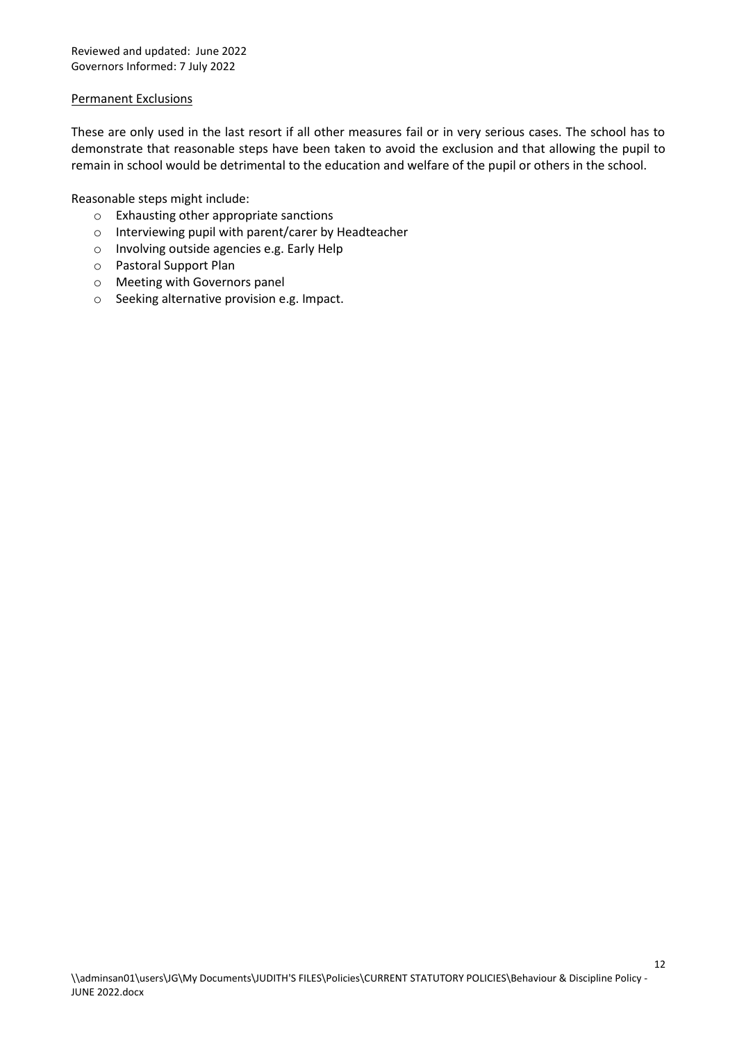Reviewed and updated: June 2022
Governors Informed: 7 July 2022

Permanent Exclusions

These are only used in the last resort if all other measures fail or in very serious cases. The school has to demonstrate that reasonable steps have been taken to avoid the exclusion and that allowing the pupil to remain in school would be detrimental to the education and welfare of the pupil or others in the school.

Reasonable steps might include:

- Exhausting other appropriate sanctions
- Interviewing pupil with parent/carer by Headteacher
- Involving outside agencies e.g. Early Help
- Pastoral Support Plan
- Meeting with Governors panel
- Seeking alternative provision e.g. Impact.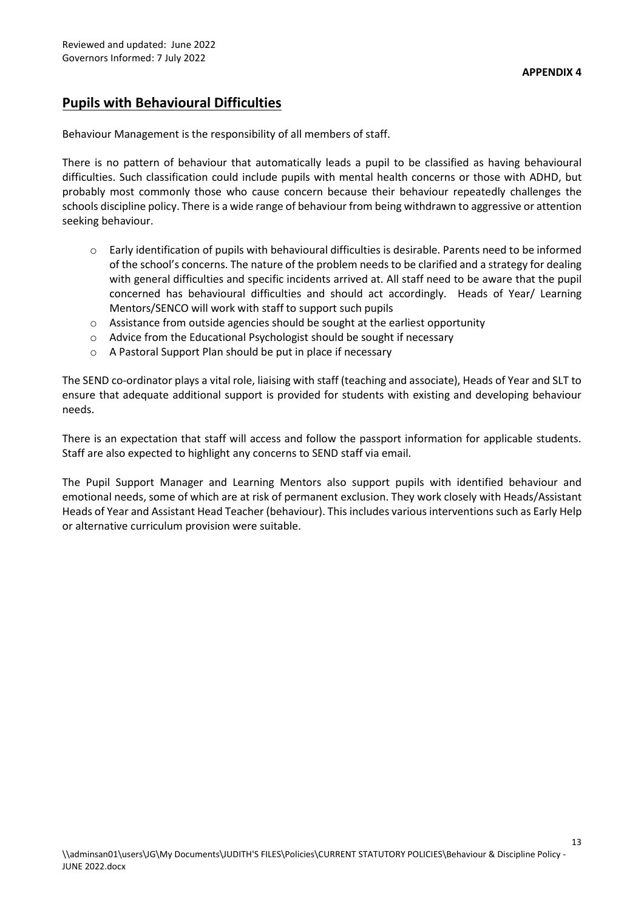Reviewed and updated: June 2022
Governors Informed: 7 July 2022

**APPENDIX 4**

## Pupils with Behavioural Difficulties

Behaviour Management is the responsibility of all members of staff.

There is no pattern of behaviour that automatically leads a pupil to be classified as having behavioural difficulties. Such classification could include pupils with mental health concerns or those with ADHD, but probably most commonly those who cause concern because their behaviour repeatedly challenges the schools discipline policy. There is a wide range of behaviour from being withdrawn to aggressive or attention seeking behaviour.

- Early identification of pupils with behavioural difficulties is desirable. Parents need to be informed of the school's concerns. The nature of the problem needs to be clarified and a strategy for dealing with general difficulties and specific incidents arrived at. All staff need to be aware that the pupil concerned has behavioural difficulties and should act accordingly. Heads of Year/ Learning Mentors/SENCO will work with staff to support such pupils
- Assistance from outside agencies should be sought at the earliest opportunity
- Advice from the Educational Psychologist should be sought if necessary
- A Pastoral Support Plan should be put in place if necessary

The SEND co-ordinator plays a vital role, liaising with staff (teaching and associate), Heads of Year and SLT to ensure that adequate additional support is provided for students with existing and developing behaviour needs.

There is an expectation that staff will access and follow the passport information for applicable students. Staff are also expected to highlight any concerns to SEND staff via email.

The Pupil Support Manager and Learning Mentors also support pupils with identified behaviour and emotional needs, some of which are at risk of permanent exclusion. They work closely with Heads/Assistant Heads of Year and Assistant Head Teacher (behaviour). This includes various interventions such as Early Help or alternative curriculum provision were suitable.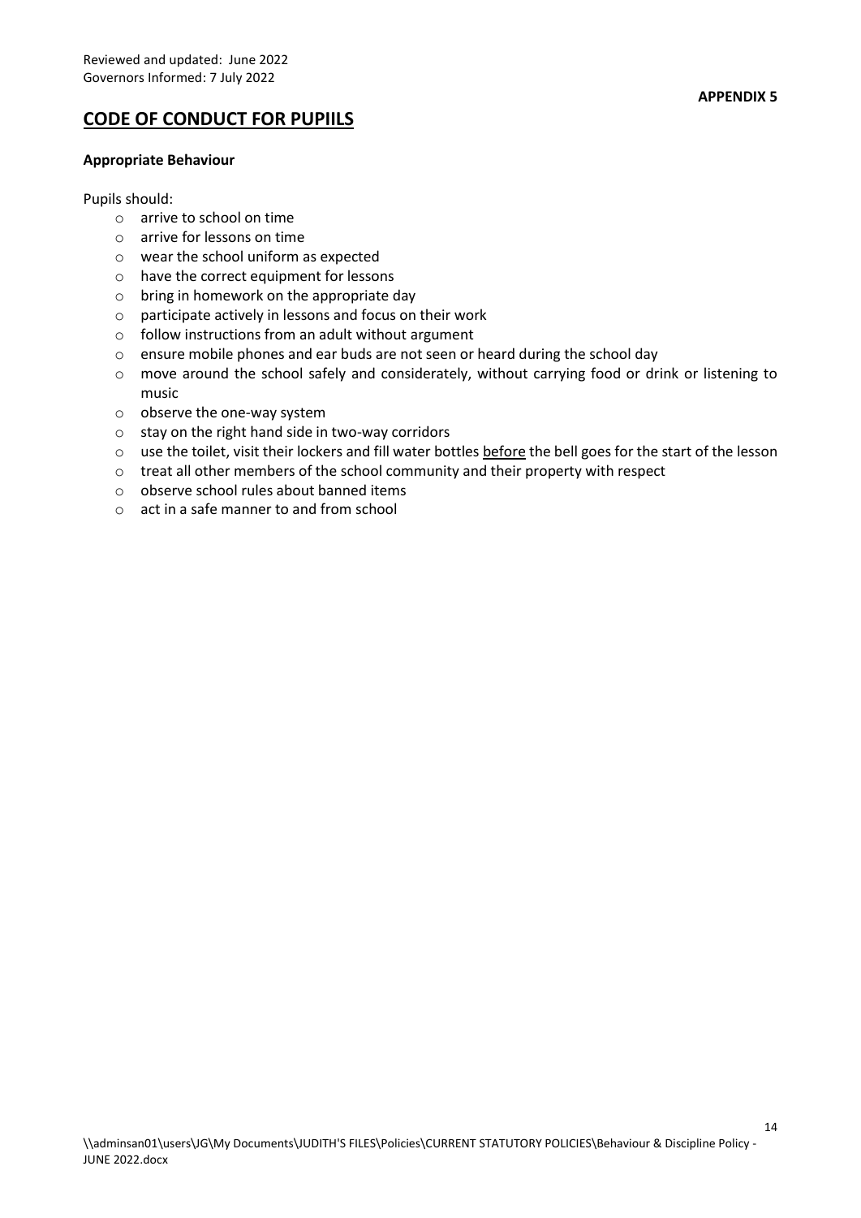Reviewed and updated: June 2022
Governors Informed: 7 July 2022

**APPENDIX 5**

# CODE OF CONDUCT FOR PUPIILS

**Appropriate Behaviour**

Pupils should:

- arrive to school on time
- arrive for lessons on time
- wear the school uniform as expected
- have the correct equipment for lessons
- bring in homework on the appropriate day
- participate actively in lessons and focus on their work
- follow instructions from an adult without argument
- ensure mobile phones and ear buds are not seen or heard during the school day
- move around the school safely and considerately, without carrying food or drink or listening to music
- observe the one-way system
- stay on the right hand side in two-way corridors
- use the toilet, visit their lockers and fill water bottles <u>before</u> the bell goes for the start of the lesson
- treat all other members of the school community and their property with respect
- observe school rules about banned items
- act in a safe manner to and from school

\\adminsan01\users\JG\My Documents\JUDITH'S FILES\Policies\CURRENT STATUTORY POLICIES\Behaviour & Discipline Policy - JUNE 2022.docx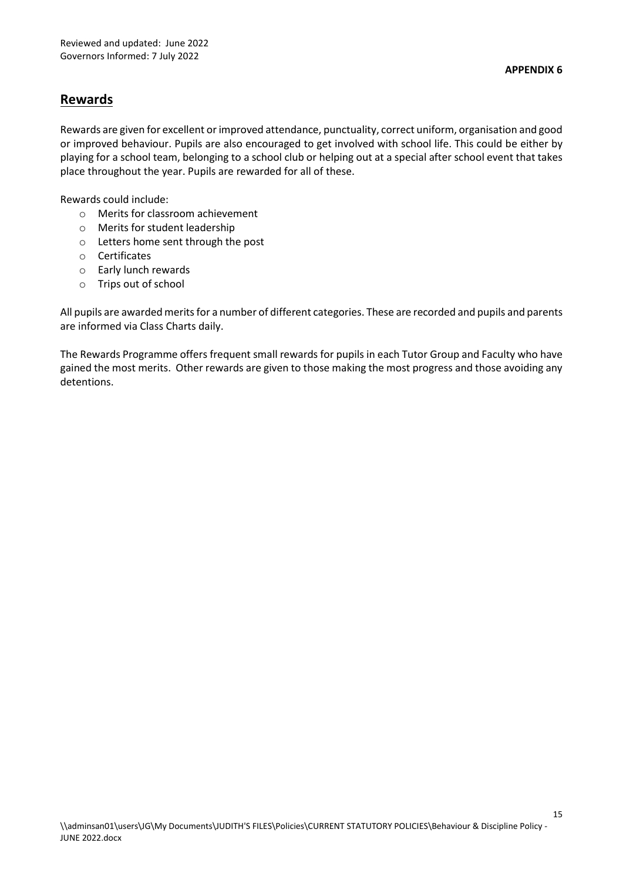Reviewed and updated: June 2022
Governors Informed: 7 July 2022

**APPENDIX 6**

## Rewards

Rewards are given for excellent or improved attendance, punctuality, correct uniform, organisation and good or improved behaviour. Pupils are also encouraged to get involved with school life. This could be either by playing for a school team, belonging to a school club or helping out at a special after school event that takes place throughout the year. Pupils are rewarded for all of these.

Rewards could include:

- Merits for classroom achievement
- Merits for student leadership
- Letters home sent through the post
- Certificates
- Early lunch rewards
- Trips out of school

All pupils are awarded merits for a number of different categories. These are recorded and pupils and parents are informed via Class Charts daily.

The Rewards Programme offers frequent small rewards for pupils in each Tutor Group and Faculty who have gained the most merits. Other rewards are given to those making the most progress and those avoiding any detentions.